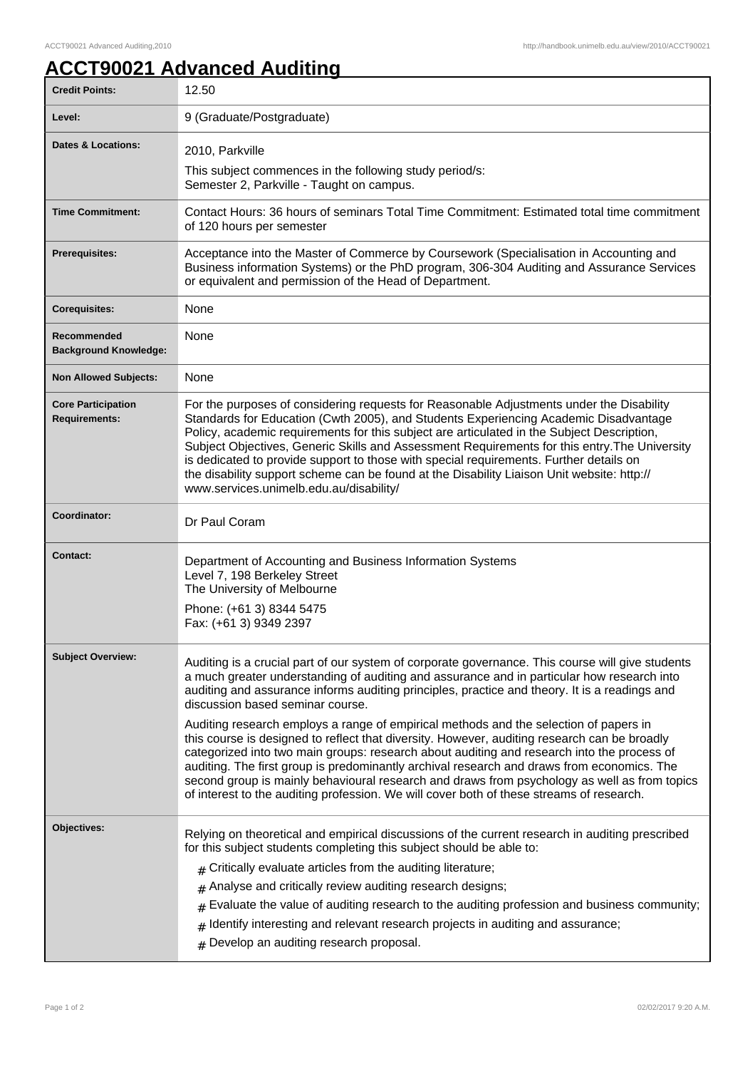# ACCT90021 Advanced Auditing

| | |
|---|---|
| **Credit Points:** | 12.50 |
| **Level:** | 9 (Graduate/Postgraduate) |
| **Dates & Locations:** | 2010, Parkville<br>This subject commences in the following study period/s:<br>Semester 2, Parkville - Taught on campus. |
| **Time Commitment:** | Contact Hours: 36 hours of seminars Total Time Commitment: Estimated total time commitment of 120 hours per semester |
| **Prerequisites:** | Acceptance into the Master of Commerce by Coursework (Specialisation in Accounting and Business information Systems) or the PhD program, 306-304 Auditing and Assurance Services or equivalent and permission of the Head of Department. |
| **Corequisites:** | None |
| **Recommended Background Knowledge:** | None |
| **Non Allowed Subjects:** | None |
| **Core Participation Requirements:** | For the purposes of considering requests for Reasonable Adjustments under the Disability Standards for Education (Cwth 2005), and Students Experiencing Academic Disadvantage Policy, academic requirements for this subject are articulated in the Subject Description, Subject Objectives, Generic Skills and Assessment Requirements for this entry.The University is dedicated to provide support to those with special requirements. Further details on the disability support scheme can be found at the Disability Liaison Unit website: http://www.services.unimelb.edu.au/disability/ |
| **Coordinator:** | Dr Paul Coram |
| **Contact:** | Department of Accounting and Business Information Systems<br>Level 7, 198 Berkeley Street<br>The University of Melbourne<br>Phone: (+61 3) 8344 5475<br>Fax: (+61 3) 9349 2397 |
| **Subject Overview:** | Auditing is a crucial part of our system of corporate governance. This course will give students a much greater understanding of auditing and assurance and in particular how research into auditing and assurance informs auditing principles, practice and theory. It is a readings and discussion based seminar course.<br>Auditing research employs a range of empirical methods and the selection of papers in this course is designed to reflect that diversity. However, auditing research can be broadly categorized into two main groups: research about auditing and research into the process of auditing. The first group is predominantly archival research and draws from economics. The second group is mainly behavioural research and draws from psychology as well as from topics of interest to the auditing profession. We will cover both of these streams of research. |
| **Objectives:** | Relying on theoretical and empirical discussions of the current research in auditing prescribed for this subject students completing this subject should be able to:<br># Critically evaluate articles from the auditing literature;<br># Analyse and critically review auditing research designs;<br># Evaluate the value of auditing research to the auditing profession and business community;<br># Identify interesting and relevant research projects in auditing and assurance;<br># Develop an auditing research proposal. |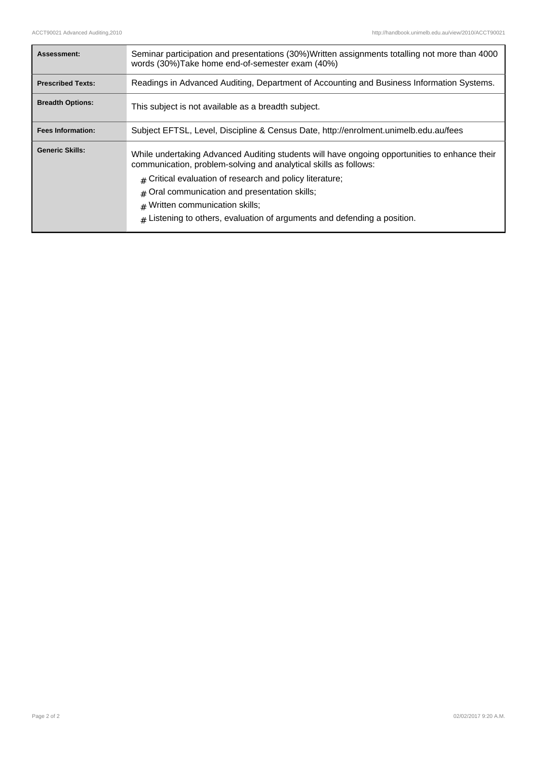| | |
|---|---|
| **Assessment:** | Seminar participation and presentations (30%)Written assignments totalling not more than 4000 words (30%)Take home end-of-semester exam (40%) |
| **Prescribed Texts:** | Readings in Advanced Auditing, Department of Accounting and Business Information Systems. |
| **Breadth Options:** | This subject is not available as a breadth subject. |
| **Fees Information:** | Subject EFTSL, Level, Discipline & Census Date, http://enrolment.unimelb.edu.au/fees |
| **Generic Skills:** | While undertaking Advanced Auditing students will have ongoing opportunities to enhance their communication, problem-solving and analytical skills as follows: <br> # Critical evaluation of research and policy literature; <br> # Oral communication and presentation skills; <br> # Written communication skills; <br> # Listening to others, evaluation of arguments and defending a position. |